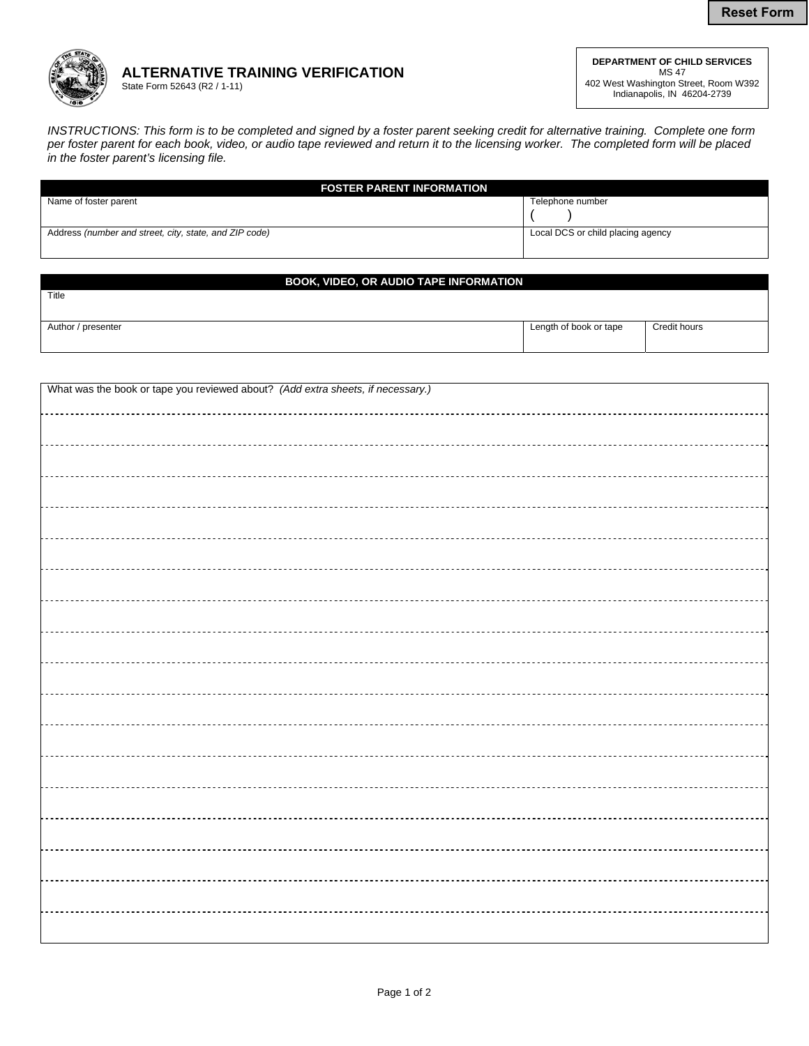Reset Form

# ALTERNATIVE TRAINING VERIFICATION

State Form 52643 (R2 / 1-11)

**DEPARTMENT OF CHILD SERVICES**
MS 47
402 West Washington Street, Room W392
Indianapolis, IN 46204-2739

*INSTRUCTIONS: This form is to be completed and signed by a foster parent seeking credit for alternative training. Complete one form per foster parent for each book, video, or audio tape reviewed and return it to the licensing worker. The completed form will be placed in the foster parent's licensing file.*

| FOSTER PARENT INFORMATION | |
|---|---|
| Name of foster parent | Telephone number<br>( ) |
| Address *(number and street, city, state, and ZIP code)* | Local DCS or child placing agency |

| BOOK, VIDEO, OR AUDIO TAPE INFORMATION | | |
|---|---|---|
| Title | | |
| Author / presenter | Length of book or tape | Credit hours |

What was the book or tape you reviewed about? *(Add extra sheets, if necessary.)*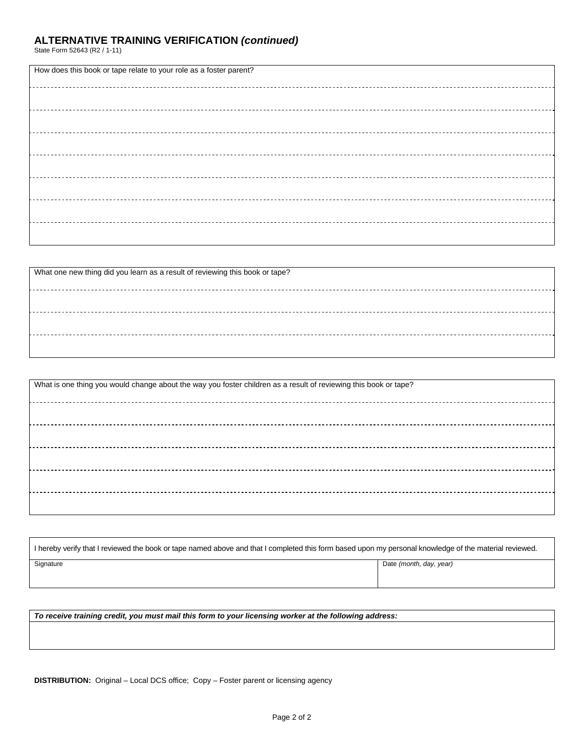## ALTERNATIVE TRAINING VERIFICATION *(continued)*

State Form 52643 (R2 / 1-11)

How does this book or tape relate to your role as a foster parent?

What one new thing did you learn as a result of reviewing this book or tape?

What is one thing you would change about the way you foster children as a result of reviewing this book or tape?

I hereby verify that I reviewed the book or tape named above and that I completed this form based upon my personal knowledge of the material reviewed.

| Signature | Date *(month, day, year)* |
|---|---|
| | |

***To receive training credit, you must mail this form to your licensing worker at the following address:***

**DISTRIBUTION:** Original – Local DCS office; Copy – Foster parent or licensing agency